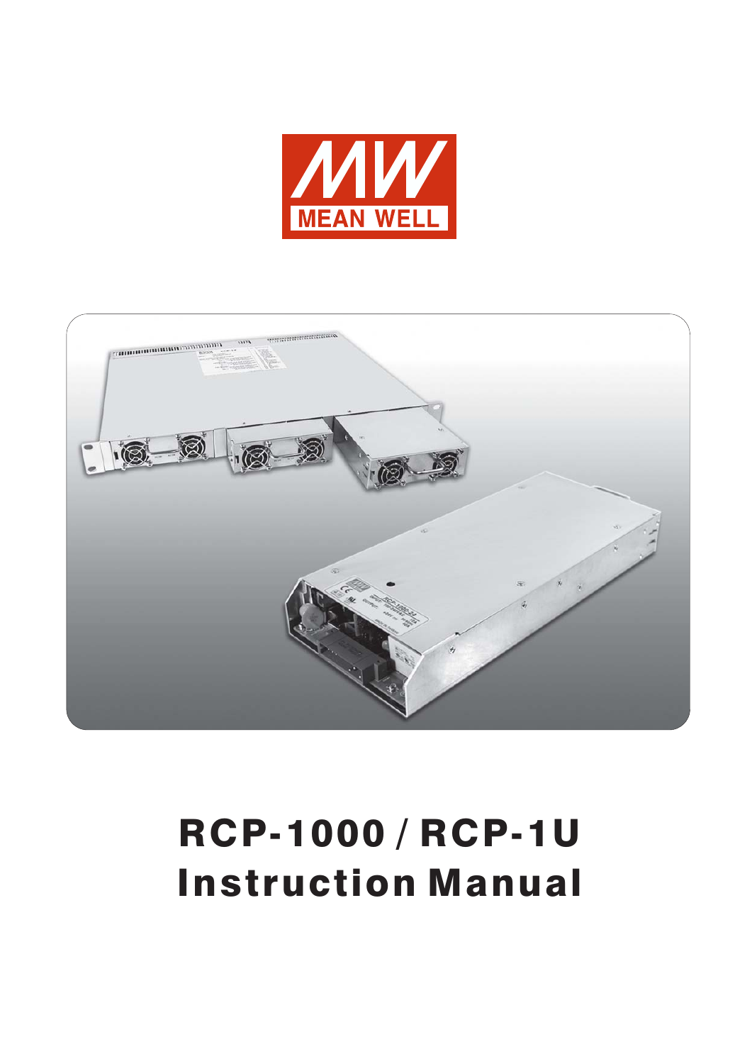MEAN WELL

# RCP-1000 / RCP-1U Instruction Manual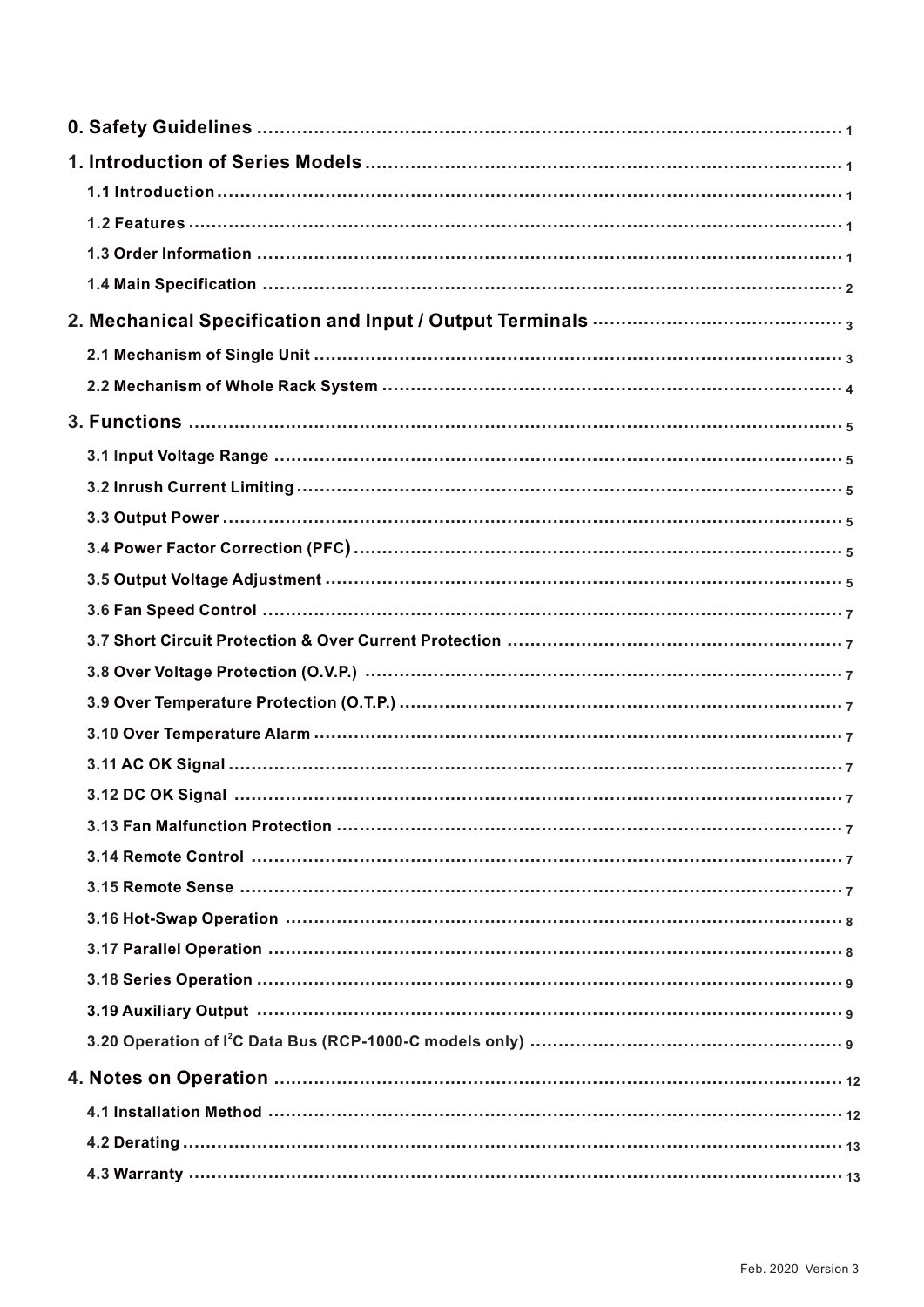**0. Safety Guidelines** ........................................................ 1

**1. Introduction of Series Models** ........................................................ 1

**1.1 Introduction** ........................................................ 1

**1.2 Features** ........................................................ 1

**1.3 Order Information** ........................................................ 1

**1.4 Main Specification** ........................................................ 2

**2. Mechanical Specification and Input / Output Terminals** ........................................................ 3

**2.1 Mechanism of Single Unit** ........................................................ 3

**2.2 Mechanism of Whole Rack System** ........................................................ 4

**3. Functions** ........................................................ 5

**3.1 Input Voltage Range** ........................................................ 5

**3.2 Inrush Current Limiting** ........................................................ 5

**3.3 Output Power** ........................................................ 5

**3.4 Power Factor Correction (PFC)** ........................................................ 5

**3.5 Output Voltage Adjustment** ........................................................ 5

**3.6 Fan Speed Control** ........................................................ 7

**3.7 Short Circuit Protection & Over Current Protection** ........................................................ 7

**3.8 Over Voltage Protection (O.V.P.)** ........................................................ 7

**3.9 Over Temperature Protection (O.T.P.)** ........................................................ 7

**3.10 Over Temperature Alarm** ........................................................ 7

**3.11 AC OK Signal** ........................................................ 7

**3.12 DC OK Signal** ........................................................ 7

**3.13 Fan Malfunction Protection** ........................................................ 7

**3.14 Remote Control** ........................................................ 7

**3.15 Remote Sense** ........................................................ 7

**3.16 Hot-Swap Operation** ........................................................ 8

**3.17 Parallel Operation** ........................................................ 8

**3.18 Series Operation** ........................................................ 9

**3.19 Auxiliary Output** ........................................................ 9

**3.20 Operation of $I^2C$ Data Bus (RCP-1000-C models only)** ........................................................ 9

**4. Notes on Operation** ........................................................ 12

**4.1 Installation Method** ........................................................ 12

**4.2 Derating** ........................................................ 13

**4.3 Warranty** ........................................................ 13

Feb. 2020 Version 3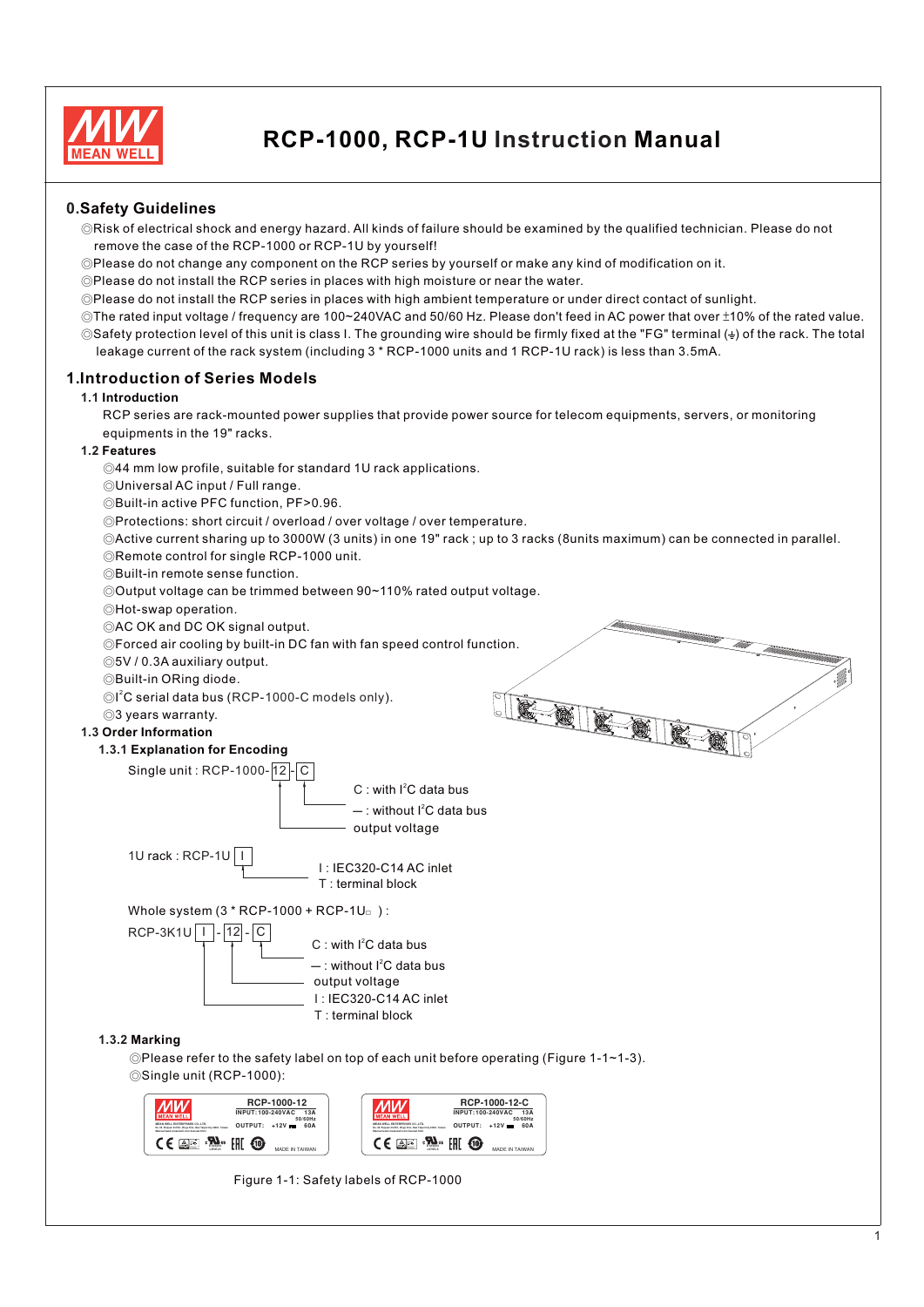# RCP-1000, RCP-1U Instruction Manual

## 0.Safety Guidelines

◎Risk of electrical shock and energy hazard. All kinds of failure should be examined by the qualified technician. Please do not remove the case of the RCP-1000 or RCP-1U by yourself!

◎Please do not change any component on the RCP series by yourself or make any kind of modification on it.

◎Please do not install the RCP series in places with high moisture or near the water.

◎Please do not install the RCP series in places with high ambient temperature or under direct contact of sunlight.

◎The rated input voltage / frequency are 100~240VAC and 50/60 Hz. Please don't feed in AC power that over ±10% of the rated value.

◎Safety protection level of this unit is class I. The grounding wire should be firmly fixed at the "FG" terminal (⏚) of the rack. The total leakage current of the rack system (including 3 * RCP-1000 units and 1 RCP-1U rack) is less than 3.5mA.

## 1.Introduction of Series Models

### 1.1 Introduction

RCP series are rack-mounted power supplies that provide power source for telecom equipments, servers, or monitoring equipments in the 19" racks.

### 1.2 Features

◎44 mm low profile, suitable for standard 1U rack applications.

◎Universal AC input / Full range.

◎Built-in active PFC function, PF>0.96.

◎Protections: short circuit / overload / over voltage / over temperature.

◎Active current sharing up to 3000W (3 units) in one 19" rack ; up to 3 racks (8units maximum) can be connected in parallel.

◎Remote control for single RCP-1000 unit.

◎Built-in remote sense function.

◎Output voltage can be trimmed between 90~110% rated output voltage.

◎Hot-swap operation.

◎AC OK and DC OK signal output.

◎Forced air cooling by built-in DC fan with fan speed control function.

◎5V / 0.3A auxiliary output.

◎Built-in ORing diode.

◎$I^2C$ serial data bus (RCP-1000-C models only).

◎3 years warranty.

### 1.3 Order Information

#### 1.3.1 Explanation for Encoding

Single unit : RCP-1000- 12 - C

- C : with $I^2C$ data bus
- — : without $I^2C$ data bus
- output voltage

1U rack : RCP-1U I

- I : IEC320-C14 AC inlet
- T : terminal block

Whole system (3 * RCP-1000 + RCP-1U□ ) :

RCP-3K1U I - 12 - C

- C : with $I^2C$ data bus
- — : without $I^2C$ data bus
- output voltage
- I : IEC320-C14 AC inlet
- T : terminal block

#### 1.3.2 Marking

◎Please refer to the safety label on top of each unit before operating (Figure 1-1~1-3).

◎Single unit (RCP-1000):

Figure 1-1: Safety labels of RCP-1000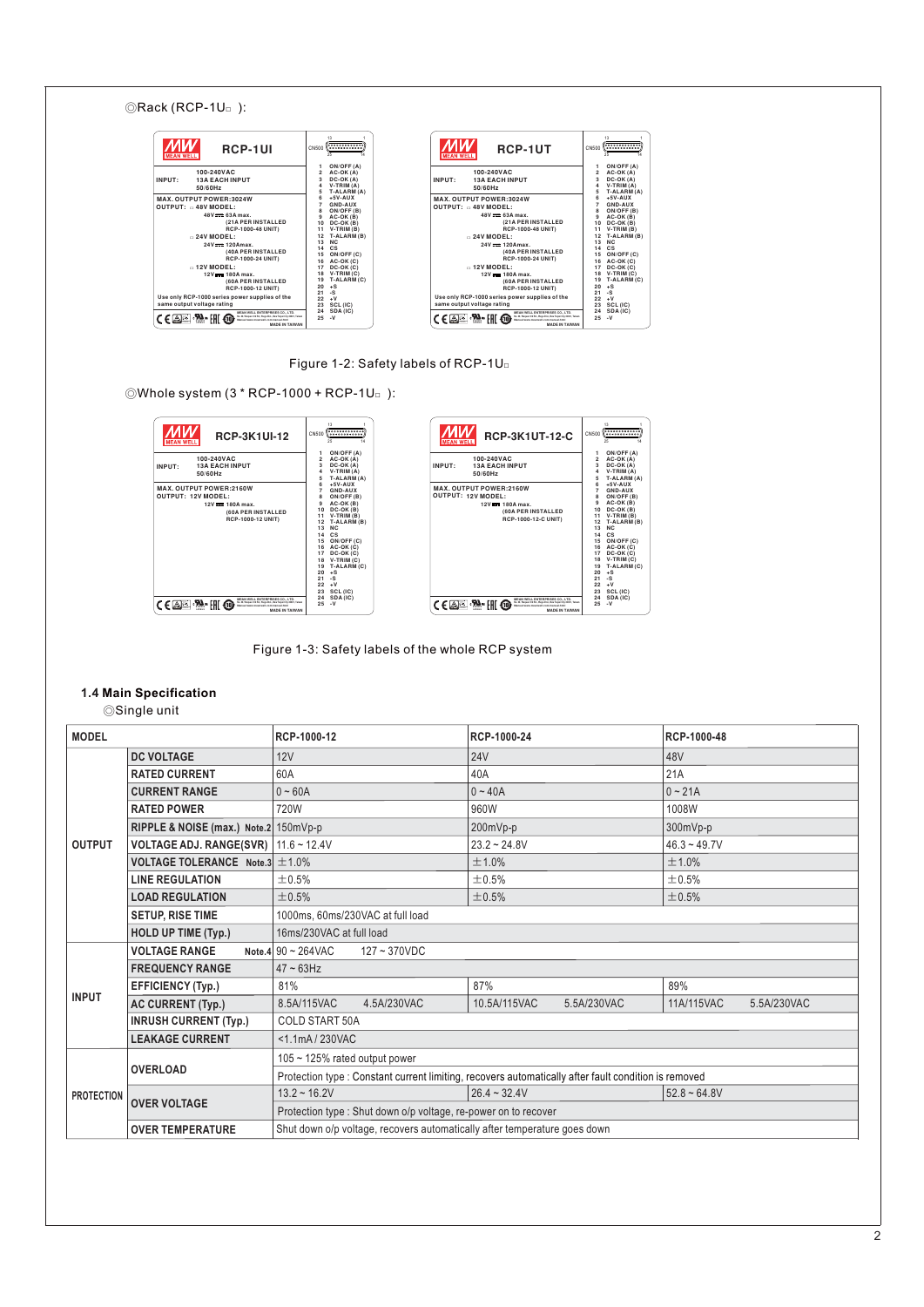◎Rack (RCP-1U□ ):

**RCP-1UI**

INPUT: 100-240VAC 13A EACH INPUT 50/60Hz

MAX. OUTPUT POWER:3024W
OUTPUT: □ 48V MODEL: 48V ⎓ 63A max. (21A PER INSTALLED RCP-1000-48 UNIT)
□ 24V MODEL: 24V ⎓ 120Amax. (40A PER INSTALLED RCP-1000-24 UNIT)
□ 12V MODEL: 12V ⎓ 180A max. (60A PER INSTALLED RCP-1000-12 UNIT)

Use only RCP-1000 series power supplies of the same output voltage rating

CN500: 1 ON/OFF (A), 2 AC-OK (A), 3 DC-OK (A), 4 V-TRIM (A), 5 T-ALARM (A), 6 +5V-AUX, 7 GND-AUX, 8 ON/OFF (B), 9 AC-OK (B), 10 DC-OK (B), 11 V-TRIM (B), 12 T-ALARM (B), 13 NC, 14 CS, 15 ON/OFF (C), 16 AC-OK (C), 17 DC-OK (C), 18 V-TRIM (C), 19 T-ALARM (C), 20 +S, 21 -S, 22 +V, 23 SCL (IIC), 24 SDA (IIC), 25 -V

MADE IN TAIWAN

**RCP-1UT**

INPUT: 100-240VAC 13A EACH INPUT 50/60Hz

MAX. OUTPUT POWER:3024W
OUTPUT: □ 48V MODEL: 48V ⎓ 63A max. (21A PER INSTALLED RCP-1000-48 UNIT)
□ 24V MODEL: 24V ⎓ 120Amax. (40A PER INSTALLED RCP-1000-24 UNIT)
□ 12V MODEL: 12V ⎓ 180A max. (60A PER INSTALLED RCP-1000-12 UNIT)

Use only RCP-1000 series power supplies of the same output voltage rating

CN500: 1 ON/OFF (A), 2 AC-OK (A), 3 DC-OK (A), 4 V-TRIM (A), 5 T-ALARM (A), 6 +5V-AUX, 7 GND-AUX, 8 ON/OFF (B), 9 AC-OK (B), 10 DC-OK (B), 11 V-TRIM (B), 12 T-ALARM (B), 13 NC, 14 CS, 15 ON/OFF (C), 16 AC-OK (C), 17 DC-OK (C), 18 V-TRIM (C), 19 T-ALARM (C), 20 +S, 21 -S, 22 +V, 23 SCL (IIC), 24 SDA (IIC), 25 -V

MADE IN TAIWAN

Figure 1-2: Safety labels of RCP-1U□

◎Whole system (3 * RCP-1000 + RCP-1U□ ):

**RCP-3K1UI-12**

INPUT: 100-240VAC 13A EACH INPUT 50/60Hz

MAX. OUTPUT POWER:2160W
OUTPUT: 12V MODEL: 12V ⎓ 180A max. (60A PER INSTALLED RCP-1000-12 UNIT)

CN500: 1 ON/OFF (A), 2 AC-OK (A), 3 DC-OK (A), 4 V-TRIM (A), 5 T-ALARM (A), 6 +5V-AUX, 7 GND-AUX, 8 ON/OFF (B), 9 AC-OK (B), 10 DC-OK (B), 11 V-TRIM (B), 12 T-ALARM (B), 13 NC, 14 CS, 15 ON/OFF (C), 16 AC-OK (C), 17 DC-OK (C), 18 V-TRIM (C), 19 T-ALARM (C), 20 +S, 21 -S, 22 +V, 23 SCL (IIC), 24 SDA (IIC), 25 -V

MADE IN TAIWAN

**RCP-3K1UT-12-C**

INPUT: 100-240VAC 13A EACH INPUT 50/60Hz

MAX. OUTPUT POWER:2160W
OUTPUT: 12V MODEL: 12V ⎓ 180A max. (60A PER INSTALLED RCP-1000-12-C UNIT)

CN500: 1 ON/OFF (A), 2 AC-OK (A), 3 DC-OK (A), 4 V-TRIM (A), 5 T-ALARM (A), 6 +5V-AUX, 7 GND-AUX, 8 ON/OFF (B), 9 AC-OK (B), 10 DC-OK (B), 11 V-TRIM (B), 12 T-ALARM (B), 13 NC, 14 CS, 15 ON/OFF (C), 16 AC-OK (C), 17 DC-OK (C), 18 V-TRIM (C), 19 T-ALARM (C), 20 +S, 21 -S, 22 +V, 23 SCL (IIC), 24 SDA (IIC), 25 -V

MADE IN TAIWAN

Figure 1-3: Safety labels of the whole RCP system

### 1.4 Main Specification

◎Single unit

| MODEL | | RCP-1000-12 | RCP-1000-24 | RCP-1000-48 |
|---|---|---|---|---|
| OUTPUT | DC VOLTAGE | 12V | 24V | 48V |
| | RATED CURRENT | 60A | 40A | 21A |
| | CURRENT RANGE | 0 ~ 60A | 0 ~ 40A | 0 ~ 21A |
| | RATED POWER | 720W | 960W | 1008W |
| | RIPPLE & NOISE (max.) Note.2 | 150mVp-p | 200mVp-p | 300mVp-p |
| | VOLTAGE ADJ. RANGE(SVR) | 11.6 ~ 12.4V | 23.2 ~ 24.8V | 46.3 ~ 49.7V |
| | VOLTAGE TOLERANCE Note.3 | ±1.0% | ±1.0% | ±1.0% |
| | LINE REGULATION | ±0.5% | ±0.5% | ±0.5% |
| | LOAD REGULATION | ±0.5% | ±0.5% | ±0.5% |
| | SETUP, RISE TIME | 1000ms, 60ms/230VAC at full load | | |
| | HOLD UP TIME (Typ.) | 16ms/230VAC at full load | | |
| INPUT | VOLTAGE RANGE Note.4 | 90 ~ 264VAC 127 ~ 370VDC | | |
| | FREQUENCY RANGE | 47 ~ 63Hz | | |
| | EFFICIENCY (Typ.) | 81% | 87% | 89% |
| | AC CURRENT (Typ.) | 8.5A/115VAC 4.5A/230VAC | 10.5A/115VAC 5.5A/230VAC | 11A/115VAC 5.5A/230VAC |
| | INRUSH CURRENT (Typ.) | COLD START 50A | | |
| | LEAKAGE CURRENT | <1.1mA / 230VAC | | |
| PROTECTION | OVERLOAD | 105 ~ 125% rated output power | | |
| | | Protection type : Constant current limiting, recovers automatically after fault condition is removed | | |
| | OVER VOLTAGE | 13.2 ~ 16.2V | 26.4 ~ 32.4V | 52.8 ~ 64.8V |
| | | Protection type : Shut down o/p voltage, re-power on to recover | | |
| | OVER TEMPERATURE | Shut down o/p voltage, recovers automatically after temperature goes down | | |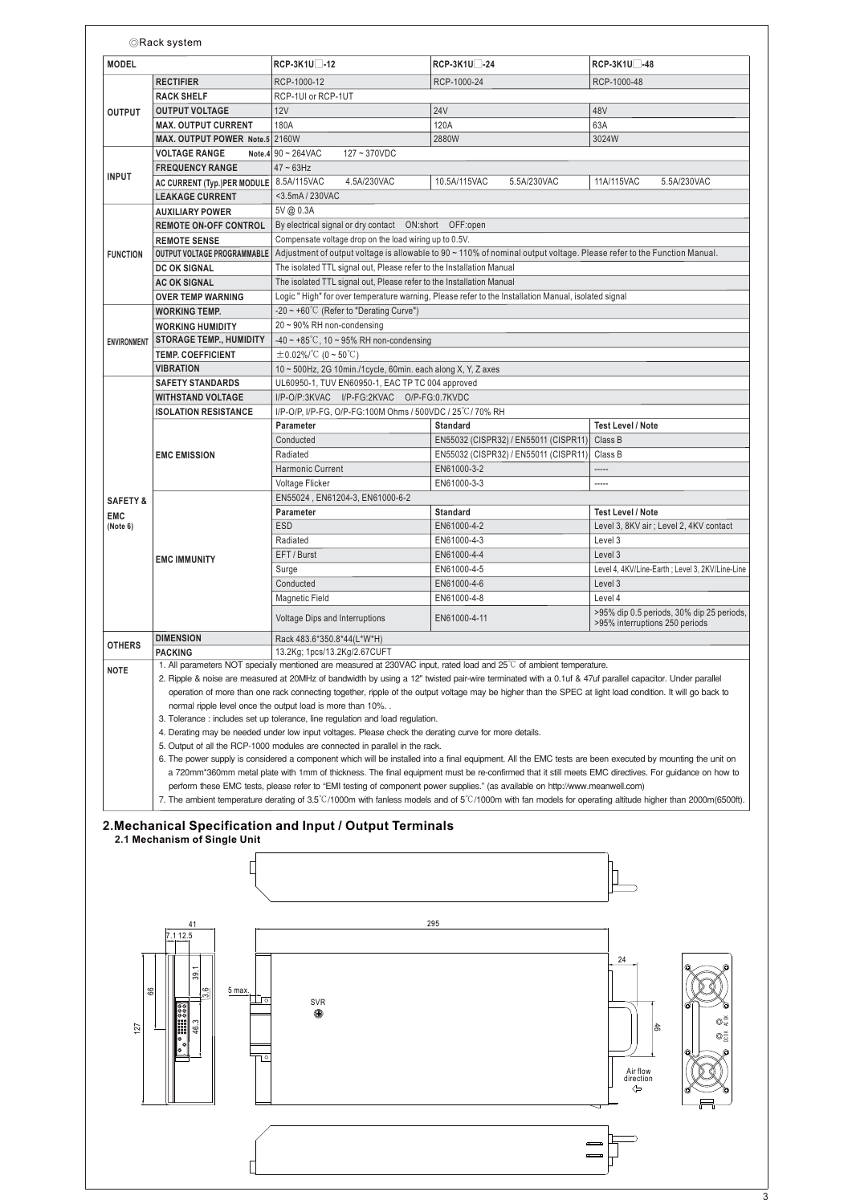◎Rack system

| MODEL | | RCP-3K1U□-12 | RCP-3K1U□-24 | RCP-3K1U□-48 |
|---|---|---|---|---|
| OUTPUT | RECTIFIER | RCP-1000-12 | RCP-1000-24 | RCP-1000-48 |
| | RACK SHELF | RCP-1UI or RCP-1UT | | |
| | OUTPUT VOLTAGE | 12V | 24V | 48V |
| | MAX. OUTPUT CURRENT | 180A | 120A | 63A |
| | MAX. OUTPUT POWER Note.5 | 2160W | 2880W | 3024W |
| INPUT | VOLTAGE RANGE Note.4 | 90 ~ 264VAC 127 ~ 370VDC | | |
| | FREQUENCY RANGE | 47 ~ 63Hz | | |
| | AC CURRENT (Typ.)PER MODULE | 8.5A/115VAC 4.5A/230VAC | 10.5A/115VAC 5.5A/230VAC | 11A/115VAC 5.5A/230VAC |
| | LEAKAGE CURRENT | <3.5mA / 230VAC | | |
| FUNCTION | AUXILIARY POWER | 5V @ 0.3A | | |
| | REMOTE ON-OFF CONTROL | By electrical signal or dry contact ON:short OFF:open | | |
| | REMOTE SENSE | Compensate voltage drop on the load wiring up to 0.5V. | | |
| | OUTPUT VOLTAGE PROGRAMMABLE | Adjustment of output voltage is allowable to 90 ~ 110% of nominal output voltage. Please refer to the Function Manual. | | |
| | DC OK SIGNAL | The isolated TTL signal out, Please refer to the Installation Manual | | |
| | AC OK SIGNAL | The isolated TTL signal out, Please refer to the Installation Manual | | |
| | OVER TEMP WARNING | Logic " High" for over temperature warning, Please refer to the Installation Manual, isolated signal | | |
| ENVIRONMENT | WORKING TEMP. | -20 ~ +60℃ (Refer to "Derating Curve") | | |
| | WORKING HUMIDITY | 20 ~ 90% RH non-condensing | | |
| | STORAGE TEMP., HUMIDITY | -40 ~ +85℃, 10 ~ 95% RH non-condensing | | |
| | TEMP. COEFFICIENT | ±0.02%/℃ (0 ~ 50℃) | | |
| | VIBRATION | 10 ~ 500Hz, 2G 10min./1cycle, 60min. each along X, Y, Z axes | | |
| SAFETY & EMC (Note 6) | SAFETY STANDARDS | UL60950-1, TUV EN60950-1, EAC TP TC 004 approved | | |
| | WITHSTAND VOLTAGE | I/P-O/P:3KVAC I/P-FG:2KVAC O/P-FG:0.7KVDC | | |
| | ISOLATION RESISTANCE | I/P-O/P, I/P-FG, O/P-FG:100M Ohms / 500VDC / 25℃/ 70% RH | | |
| | EMC EMISSION | **Parameter** | **Standard** | **Test Level / Note** |
| | | Conducted | EN55032 (CISPR32) / EN55011 (CISPR11) | Class B |
| | | Radiated | EN55032 (CISPR32) / EN55011 (CISPR11) | Class B |
| | | Harmonic Current | EN61000-3-2 | ----- |
| | | Voltage Flicker | EN61000-3-3 | ----- |
| | EMC IMMUNITY | EN55024 , EN61204-3, EN61000-6-2 | | |
| | | **Parameter** | **Standard** | **Test Level / Note** |
| | | ESD | EN61000-4-2 | Level 3, 8KV air ; Level 2, 4KV contact |
| | | Radiated | EN61000-4-3 | Level 3 |
| | | EFT / Burst | EN61000-4-4 | Level 3 |
| | | Surge | EN61000-4-5 | Level 4, 4KV/Line-Earth ; Level 3, 2KV/Line-Line |
| | | Conducted | EN61000-4-6 | Level 3 |
| | | Magnetic Field | EN61000-4-8 | Level 4 |
| | | Voltage Dips and Interruptions | EN61000-4-11 | >95% dip 0.5 periods, 30% dip 25 periods, >95% interruptions 250 periods |
| OTHERS | DIMENSION | Rack 483.6*350.8*44(L*W*H) | | |
| | PACKING | 13.2Kg; 1pcs/13.2Kg/2.67CUFT | | |

**NOTE**

1. All parameters NOT specially mentioned are measured at 230VAC input, rated load and 25℃ of ambient temperature.
2. Ripple & noise are measured at 20MHz of bandwidth by using a 12" twisted pair-wire terminated with a 0.1uf & 47uf parallel capacitor. Under parallel operation of more than one rack connecting together, ripple of the output voltage may be higher than the SPEC at light load condition. It will go back to normal ripple level once the output load is more than 10%. .
3. Tolerance : includes set up tolerance, line regulation and load regulation.
4. Derating may be needed under low input voltages. Please check the derating curve for more details.
5. Output of all the RCP-1000 modules are connected in parallel in the rack.
6. The power supply is considered a component which will be installed into a final equipment. All the EMC tests are been executed by mounting the unit on a 720mm*360mm metal plate with 1mm of thickness. The final equipment must be re-confirmed that it still meets EMC directives. For guidance on how to perform these EMC tests, please refer to "EMI testing of component power supplies." (as available on http://www.meanwell.com)
7. The ambient temperature derating of 3.5℃/1000m with fanless models and of 5℃/1000m with fan models for operating altitude higher than 2000m(6500ft).

## 2.Mechanical Specification and Input / Output Terminals

### 2.1 Mechanism of Single Unit

41
7.1 12.5
39.1
66
3.6
127
46.3
5 max.
SVR
295
24
46
Air flow direction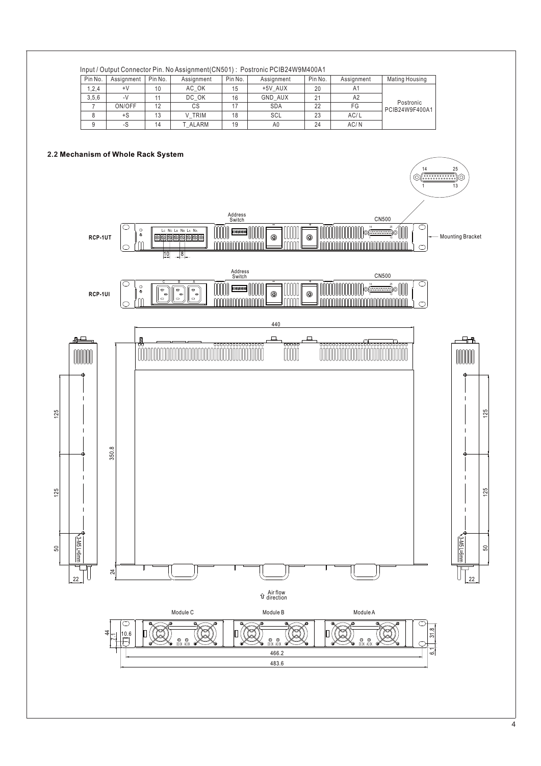Input / Output Connector Pin. No Assignment(CN501) : Postronic PCIB24W9M400A1

| Pin No. | Assignment | Pin No. | Assignment | Pin No. | Assignment | Pin No. | Assignment | Mating Housing |
|---|---|---|---|---|---|---|---|---|
| 1,2,4 | +V | 10 | AC_OK | 15 | +5V_AUX | 20 | A1 | Postronic PCIB24W9F400A1 |
| 3,5,6 | -V | 11 | DC_OK | 16 | GND_AUX | 21 | A2 | |
| 7 | ON/OFF | 12 | CS | 17 | SDA | 22 | FG | |
| 8 | +S | 13 | V_TRIM | 18 | SCL | 23 | AC/L | |
| 9 | -S | 14 | T_ALARM | 19 | A0 | 24 | AC/N | |

## 2.2 Mechanism of Whole Rack System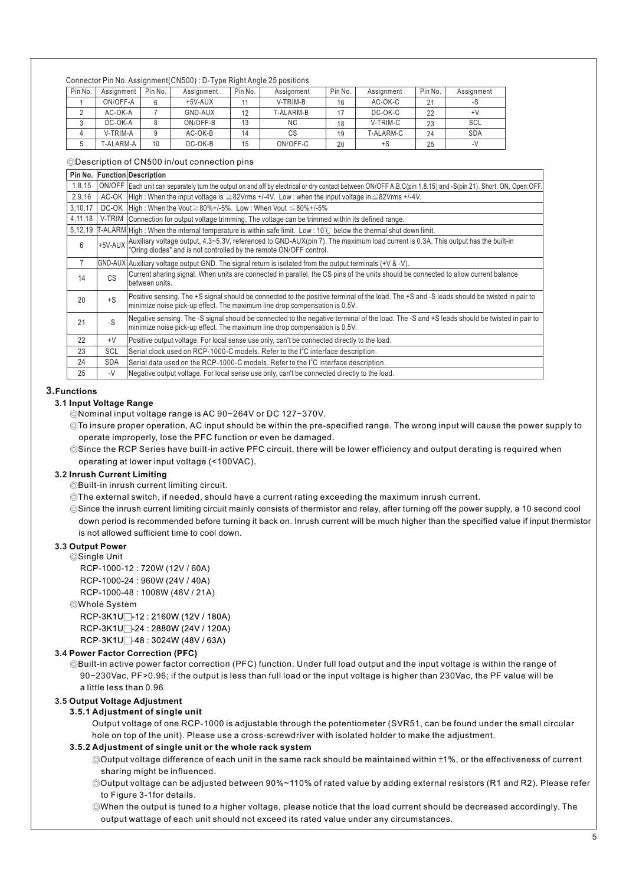Connector Pin No. Assignment(CN500) : D-Type Right Angle 25 positions

| Pin No. | Assignment | Pin No. | Assignment | Pin No. | Assignment | Pin No. | Assignment | Pin No. | Assignment |
|---|---|---|---|---|---|---|---|---|---|
| 1 | ON/OFF-A | 6 | +5V-AUX | 11 | V-TRIM-B | 16 | AC-OK-C | 21 | -S |
| 2 | AC-OK-A | 7 | GND-AUX | 12 | T-ALARM-B | 17 | DC-OK-C | 22 | +V |
| 3 | DC-OK-A | 8 | ON/OFF-B | 13 | NC | 18 | V-TRIM-C | 23 | SCL |
| 4 | V-TRIM-A | 9 | AC-OK-B | 14 | CS | 19 | T-ALARM-C | 24 | SDA |
| 5 | T-ALARM-A | 10 | DC-OK-B | 15 | ON/OFF-C | 20 | +S | 25 | -V |

◎Description of CN500 in/out connection pins

| Pin No. | Function | Description |
|---|---|---|
| 1,8,15 | ON/OFF | Each unit can separately turn the output on and off by electrical or dry contact between ON/OFF A,B,C(pin 1,8,15) and -S(pin 21). Short: ON, Open:OFF. |
| 2,9,16 | AC-OK | High : When the input voltage is ≧82Vrms +/-4V. Low : when the input voltage in≦82Vrms +/-4V. |
| 3,10,17 | DC-OK | High : When the Vout≧80%+/-5%. Low : When Vout ≦80%+/-5% |
| 4,11,18 | V-TRIM | Connection for output voltage trimming. The voltage can be trimmed within its defined range. |
| 5,12,19 | T-ALARM | High : When the internal temperature is within safe limit. Low : 10℃ below the thermal shut down limit. |
| 6 | +5V-AUX | Auxiliary voltage output, 4.3~5.3V, referenced to GND-AUX(pin 7). The maximum load current is 0.3A. This output has the built-in "Oring diodes" and is not controlled by the remote ON/OFF control. |
| 7 | GND-AUX | Auxiliary voltage output GND. The signal return is isolated from the output terminals (+V & -V). |
| 14 | CS | Current sharing signal. When units are connected in parallel, the CS pins of the units should be connected to allow current balance between units. |
| 20 | +S | Positive sensing. The +S signal should be connected to the positive terminal of the load. The +S and -S leads should be twisted in pair to minimize noise pick-up effect. The maximum line drop compensation is 0.5V. |
| 21 | -S | Negative sensing. The -S signal should be connected to the negative terminal of the load. The -S and +S leads should be twisted in pair to minimize noise pick-up effect. The maximum line drop compensation is 0.5V. |
| 22 | +V | Positive output voltage. For local sense use only, can't be connected directly to the load. |
| 23 | SCL | Serial clock used on RCP-1000-C models. Refer to the $I^2C$ interface description. |
| 24 | SDA | Serial data used on the RCP-1000-C models. Refer to the $I^2C$ interface description. |
| 25 | -V | Negative output voltage. For local sense use only, can't be connected directly to the load. |

## 3.Functions

### 3.1 Input Voltage Range

◎Nominal input voltage range is AC 90~264V or DC 127~370V.

◎To insure proper operation, AC input should be within the pre-specified range. The wrong input will cause the power supply to operate improperly, lose the PFC function or even be damaged.

◎Since the RCP Series have built-in active PFC circuit, there will be lower efficiency and output derating is required when operating at lower input voltage (<100VAC).

### 3.2 Inrush Current Limiting

◎Built-in inrush current limiting circuit.

◎The external switch, if needed, should have a current rating exceeding the maximum inrush current.

◎Since the inrush current limiting circuit mainly consists of thermistor and relay, after turning off the power supply, a 10 second cool down period is recommended before turning it back on. Inrush current will be much higher than the specified value if input thermistor is not allowed sufficient time to cool down.

### 3.3 Output Power

◎Single Unit

RCP-1000-12 : 720W (12V / 60A)

RCP-1000-24 : 960W (24V / 40A)

RCP-1000-48 : 1008W (48V / 21A)

◎Whole System

RCP-3K1U□-12 : 2160W (12V / 180A)

RCP-3K1U□-24 : 2880W (24V / 120A)

RCP-3K1U□-48 : 3024W (48V / 63A)

### 3.4 Power Factor Correction (PFC)

◎Built-in active power factor correction (PFC) function. Under full load output and the input voltage is within the range of 90~230Vac, PF>0.96; if the output is less than full load or the input voltage is higher than 230Vac, the PF value will be a little less than 0.96.

### 3.5 Output Voltage Adjustment

#### 3.5.1 Adjustment of single unit

Output voltage of one RCP-1000 is adjustable through the potentiometer (SVR51, can be found under the small circular hole on top of the unit). Please use a cross-screwdriver with isolated holder to make the adjustment.

#### 3.5.2 Adjustment of single unit or the whole rack system

◎Output voltage difference of each unit in the same rack should be maintained within ±1%, or the effectiveness of current sharing might be influenced.

◎Output voltage can be adjusted between 90%~110% of rated value by adding external resistors (R1 and R2). Please refer to Figure 3-1for details.

◎When the output is tuned to a higher voltage, please notice that the load current should be decreased accordingly. The output wattage of each unit should not exceed its rated value under any circumstances.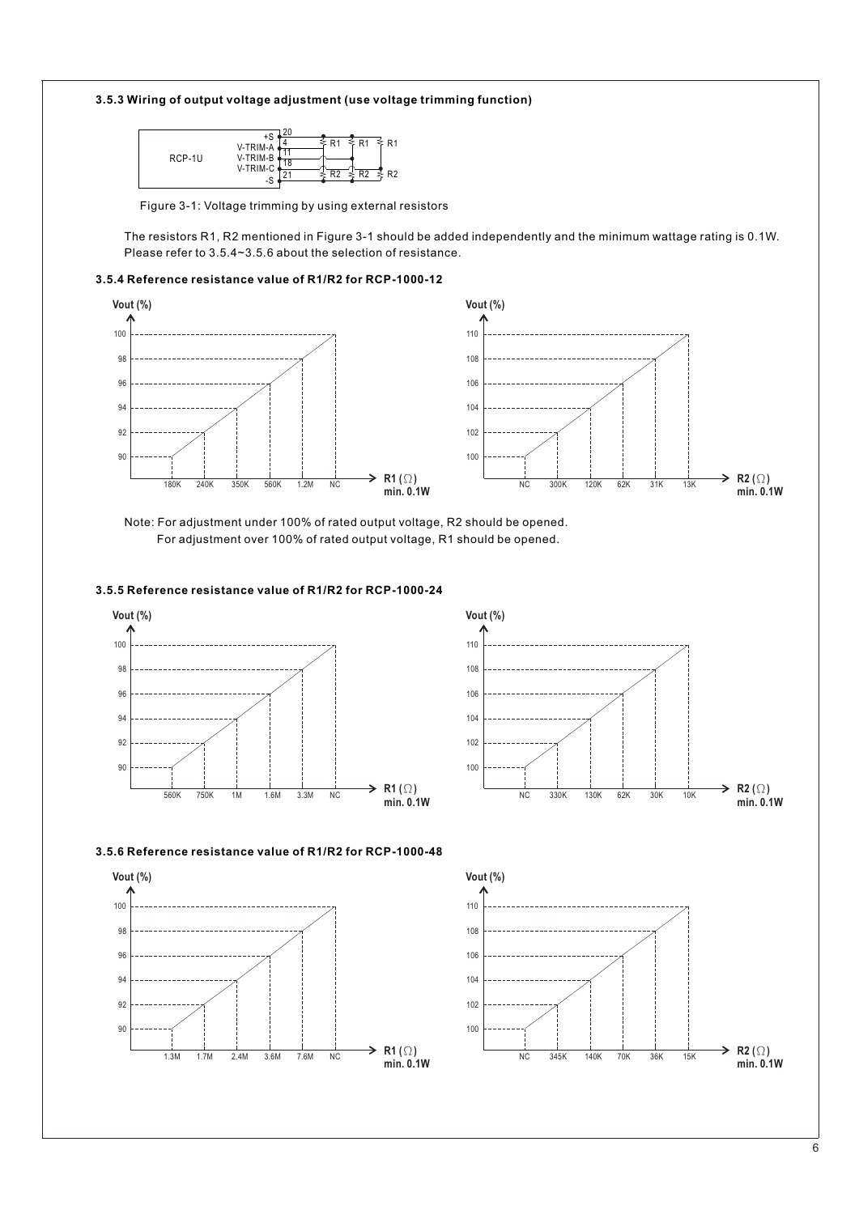### 3.5.3 Wiring of output voltage adjustment (use voltage trimming function)

Figure 3-1: Voltage trimming by using external resistors

The resistors R1, R2 mentioned in Figure 3-1 should be added independently and the minimum wattage rating is 0.1W. Please refer to 3.5.4~3.5.6 about the selection of resistance.

### 3.5.4 Reference resistance value of R1/R2 for RCP-1000-12

| Vout (%) | R1 (Ω) min. 0.1W |
| --- | --- |
| 90 | 180K |
| 92 | 240K |
| 94 | 350K |
| 96 | 560K |
| 98 | 1.2M |
| 100 | NC |

| Vout (%) | R2 (Ω) min. 0.1W |
| --- | --- |
| 100 | NC |
| 102 | 300K |
| 104 | 120K |
| 106 | 62K |
| 108 | 31K |
| 110 | 13K |

Note: For adjustment under 100% of rated output voltage, R2 should be opened.
For adjustment over 100% of rated output voltage, R1 should be opened.

### 3.5.5 Reference resistance value of R1/R2 for RCP-1000-24

| Vout (%) | R1 (Ω) min. 0.1W |
| --- | --- |
| 90 | 560K |
| 92 | 750K |
| 94 | 1M |
| 96 | 1.6M |
| 98 | 3.3M |
| 100 | NC |

| Vout (%) | R2 (Ω) min. 0.1W |
| --- | --- |
| 100 | NC |
| 102 | 330K |
| 104 | 130K |
| 106 | 62K |
| 108 | 30K |
| 110 | 10K |

### 3.5.6 Reference resistance value of R1/R2 for RCP-1000-48

| Vout (%) | R1 (Ω) min. 0.1W |
| --- | --- |
| 90 | 1.3M |
| 92 | 1.7M |
| 94 | 2.4M |
| 96 | 3.6M |
| 98 | 7.6M |
| 100 | NC |

| Vout (%) | R2 (Ω) min. 0.1W |
| --- | --- |
| 100 | NC |
| 102 | 345K |
| 104 | 140K |
| 106 | 70K |
| 108 | 36K |
| 110 | 15K |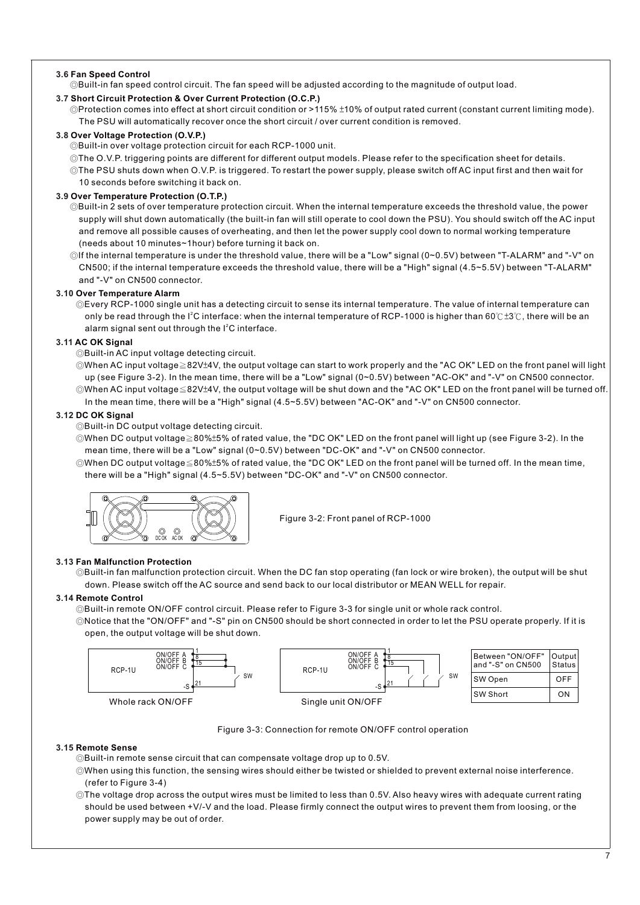### 3.6 Fan Speed Control

◎Built-in fan speed control circuit. The fan speed will be adjusted according to the magnitude of output load.

### 3.7 Short Circuit Protection & Over Current Protection (O.C.P.)

◎Protection comes into effect at short circuit condition or >115% ±10% of output rated current (constant current limiting mode). The PSU will automatically recover once the short circuit / over current condition is removed.

### 3.8 Over Voltage Protection (O.V.P.)

◎Built-in over voltage protection circuit for each RCP-1000 unit.

◎The O.V.P. triggering points are different for different output models. Please refer to the specification sheet for details.

◎The PSU shuts down when O.V.P. is triggered. To restart the power supply, please switch off AC input first and then wait for 10 seconds before switching it back on.

### 3.9 Over Temperature Protection (O.T.P.)

◎Built-in 2 sets of over temperature protection circuit. When the internal temperature exceeds the threshold value, the power supply will shut down automatically (the built-in fan will still operate to cool down the PSU). You should switch off the AC input and remove all possible causes of overheating, and then let the power supply cool down to normal working temperature (needs about 10 minutes~1hour) before turning it back on.

◎If the internal temperature is under the threshold value, there will be a "Low" signal (0~0.5V) between "T-ALARM" and "-V" on CN500; if the internal temperature exceeds the threshold value, there will be a "High" signal (4.5~5.5V) between "T-ALARM" and "-V" on CN500 connector.

### 3.10 Over Temperature Alarm

◎Every RCP-1000 single unit has a detecting circuit to sense its internal temperature. The value of internal temperature can only be read through the $I^2C$ interface: when the internal temperature of RCP-1000 is higher than 60℃±3℃, there will be an alarm signal sent out through the $I^2C$ interface.

### 3.11 AC OK Signal

◎Built-in AC input voltage detecting circuit.

◎When AC input voltage≧82V±4V, the output voltage can start to work properly and the "AC OK" LED on the front panel will light up (see Figure 3-2). In the mean time, there will be a "Low" signal (0~0.5V) between "AC-OK" and "-V" on CN500 connector.

◎When AC input voltage≦82V±4V, the output voltage will be shut down and the "AC OK" LED on the front panel will be turned off. In the mean time, there will be a "High" signal (4.5~5.5V) between "AC-OK" and "-V" on CN500 connector.

### 3.12 DC OK Signal

◎Built-in DC output voltage detecting circuit.

◎When DC output voltage≧80%±5% of rated value, the "DC OK" LED on the front panel will light up (see Figure 3-2). In the mean time, there will be a "Low" signal (0~0.5V) between "DC-OK" and "-V" on CN500 connector.

◎When DC output voltage≦80%±5% of rated value, the "DC OK" LED on the front panel will be turned off. In the mean time, there will be a "High" signal (4.5~5.5V) between "DC-OK" and "-V" on CN500 connector.

Figure 3-2: Front panel of RCP-1000

### 3.13 Fan Malfunction Protection

◎Built-in fan malfunction protection circuit. When the DC fan stop operating (fan lock or wire broken), the output will be shut down. Please switch off the AC source and send back to our local distributor or MEAN WELL for repair.

### 3.14 Remote Control

◎Built-in remote ON/OFF control circuit. Please refer to Figure 3-3 for single unit or whole rack control.

◎Notice that the "ON/OFF" and "-S" pin on CN500 should be short connected in order to let the PSU operate properly. If it is open, the output voltage will be shut down.

Whole rack ON/OFF

Single unit ON/OFF

| Between "ON/OFF" and "-S" on CN500 | Output Status |
|---|---|
| SW Open | OFF |
| SW Short | ON |

Figure 3-3: Connection for remote ON/OFF control operation

### 3.15 Remote Sense

◎Built-in remote sense circuit that can compensate voltage drop up to 0.5V.

◎When using this function, the sensing wires should either be twisted or shielded to prevent external noise interference. (refer to Figure 3-4)

◎The voltage drop across the output wires must be limited to less than 0.5V. Also heavy wires with adequate current rating should be used between +V/-V and the load. Please firmly connect the output wires to prevent them from loosing, or the power supply may be out of order.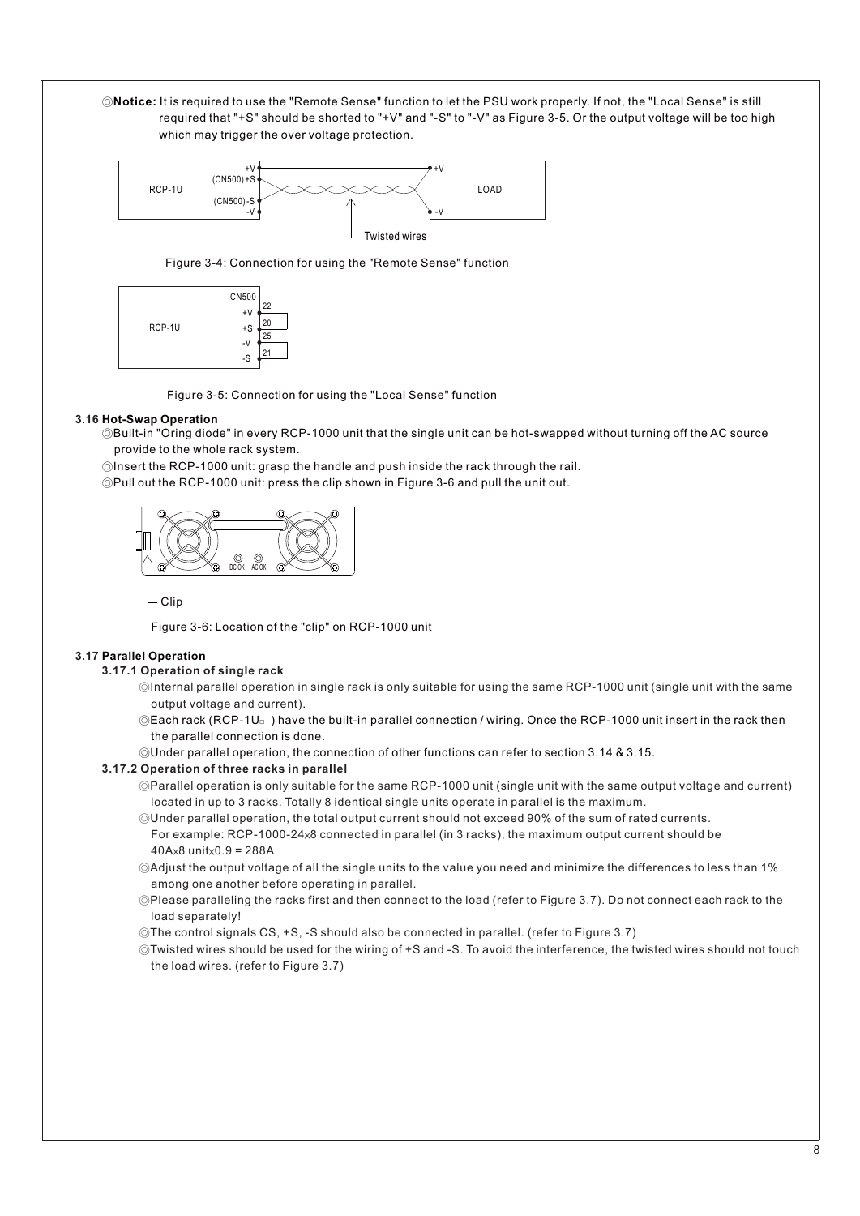◎**Notice:** It is required to use the "Remote Sense" function to let the PSU work properly. If not, the "Local Sense" is still required that "+S" should be shorted to "+V" and "-S" to "-V" as Figure 3-5. Or the output voltage will be too high which may trigger the over voltage protection.

Figure 3-4: Connection for using the "Remote Sense" function

Figure 3-5: Connection for using the "Local Sense" function

### 3.16 Hot-Swap Operation

◎Built-in "Oring diode" in every RCP-1000 unit that the single unit can be hot-swapped without turning off the AC source provide to the whole rack system.

◎Insert the RCP-1000 unit: grasp the handle and push inside the rack through the rail.

◎Pull out the RCP-1000 unit: press the clip shown in Figure 3-6 and pull the unit out.

Figure 3-6: Location of the "clip" on RCP-1000 unit

### 3.17 Parallel Operation

#### 3.17.1 Operation of single rack

◎Internal parallel operation in single rack is only suitable for using the same RCP-1000 unit (single unit with the same output voltage and current).

◎Each rack (RCP-1U□ ) have the built-in parallel connection / wiring. Once the RCP-1000 unit insert in the rack then the parallel connection is done.

◎Under parallel operation, the connection of other functions can refer to section 3.14 & 3.15.

#### 3.17.2 Operation of three racks in parallel

◎Parallel operation is only suitable for the same RCP-1000 unit (single unit with the same output voltage and current) located in up to 3 racks. Totally 8 identical single units operate in parallel is the maximum.

◎Under parallel operation, the total output current should not exceed 90% of the sum of rated currents.
For example: RCP-1000-24×8 connected in parallel (in 3 racks), the maximum output current should be 40A×8 unit×0.9 = 288A

◎Adjust the output voltage of all the single units to the value you need and minimize the differences to less than 1% among one another before operating in parallel.

◎Please paralleling the racks first and then connect to the load (refer to Figure 3.7). Do not connect each rack to the load separately!

◎The control signals CS, +S, -S should also be connected in parallel. (refer to Figure 3.7)

◎Twisted wires should be used for the wiring of +S and -S. To avoid the interference, the twisted wires should not touch the load wires. (refer to Figure 3.7)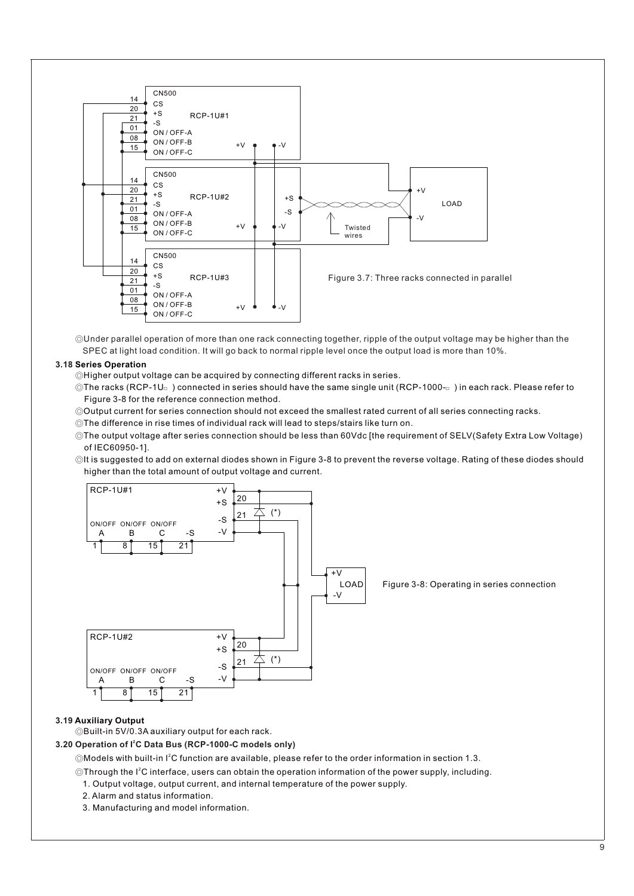Figure 3.7: Three racks connected in parallel

◎Under parallel operation of more than one rack connecting together, ripple of the output voltage may be higher than the SPEC at light load condition. It will go back to normal ripple level once the output load is more than 10%.

### 3.18 Series Operation

◎Higher output voltage can be acquired by connecting different racks in series.

◎The racks (RCP-1U□ ) connected in series should have the same single unit (RCP-1000-□ ) in each rack. Please refer to Figure 3-8 for the reference connection method.

◎Output current for series connection should not exceed the smallest rated current of all series connecting racks.

◎The difference in rise times of individual rack will lead to steps/stairs like turn on.

◎The output voltage after series connection should be less than 60Vdc [the requirement of SELV(Safety Extra Low Voltage) of IEC60950-1].

◎It is suggested to add on external diodes shown in Figure 3-8 to prevent the reverse voltage. Rating of these diodes should higher than the total amount of output voltage and current.

Figure 3-8: Operating in series connection

### 3.19 Auxiliary Output

◎Built-in 5V/0.3A auxiliary output for each rack.

### 3.20 Operation of I²C Data Bus (RCP-1000-C models only)

◎Models with built-in I²C function are available, please refer to the order information in section 1.3.

◎Through the I²C interface, users can obtain the operation information of the power supply, including.

1. Output voltage, output current, and internal temperature of the power supply.
2. Alarm and status information.
3. Manufacturing and model information.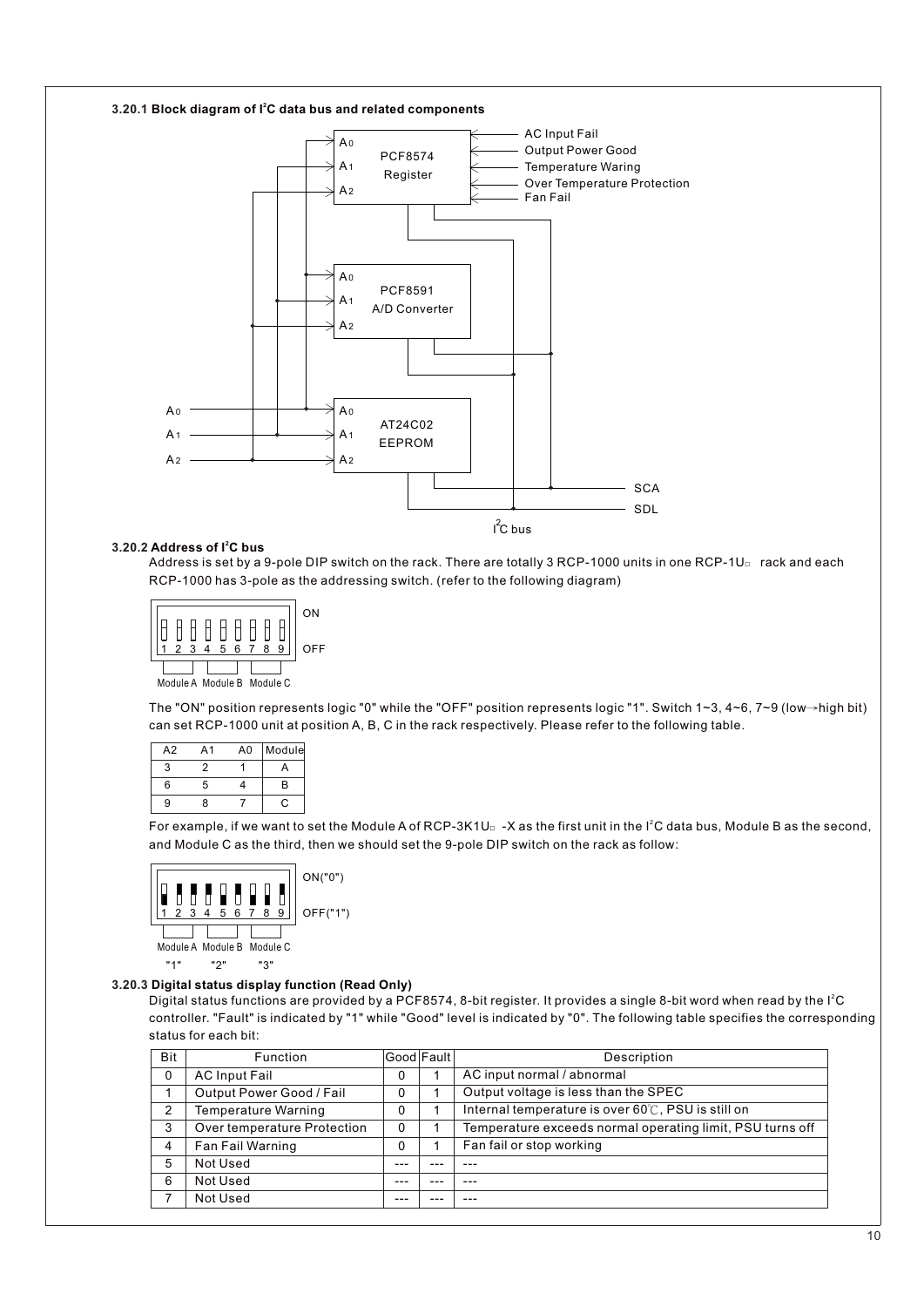### 3.20.1 Block diagram of I²C data bus and related components

### 3.20.2 Address of I²C bus

Address is set by a 9-pole DIP switch on the rack. There are totally 3 RCP-1000 units in one RCP-1U□ rack and each RCP-1000 has 3-pole as the addressing switch. (refer to the following diagram)

The "ON" position represents logic "0" while the "OFF" position represents logic "1". Switch 1~3, 4~6, 7~9 (low→high bit) can set RCP-1000 unit at position A, B, C in the rack respectively. Please refer to the following table.

| A2 | A1 | A0 | Module |
|---|---|---|---|
| 3 | 2 | 1 | A |
| 6 | 5 | 4 | B |
| 9 | 8 | 7 | C |

For example, if we want to set the Module A of RCP-3K1U□ -X as the first unit in the I²C data bus, Module B as the second, and Module C as the third, then we should set the 9-pole DIP switch on the rack as follow:

### 3.20.3 Digital status display function (Read Only)

Digital status functions are provided by a PCF8574, 8-bit register. It provides a single 8-bit word when read by the I²C controller. "Fault" is indicated by "1" while "Good" level is indicated by "0". The following table specifies the corresponding status for each bit:

| Bit | Function | Good | Fault | Description |
|---|---|---|---|---|
| 0 | AC Input Fail | 0 | 1 | AC input normal / abnormal |
| 1 | Output Power Good / Fail | 0 | 1 | Output voltage is less than the SPEC |
| 2 | Temperature Warning | 0 | 1 | Internal temperature is over 60℃, PSU is still on |
| 3 | Over temperature Protection | 0 | 1 | Temperature exceeds normal operating limit, PSU turns off |
| 4 | Fan Fail Warning | 0 | 1 | Fan fail or stop working |
| 5 | Not Used | --- | --- | --- |
| 6 | Not Used | --- | --- | --- |
| 7 | Not Used | --- | --- | --- |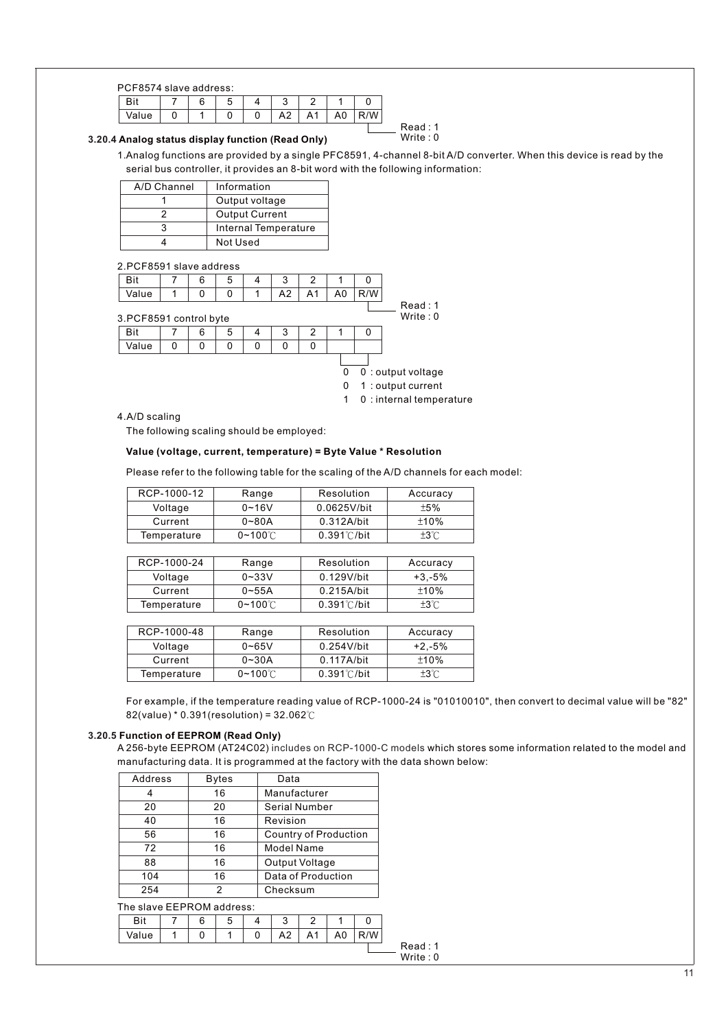PCF8574 slave address:

| Bit | 7 | 6 | 5 | 4 | 3 | 2 | 1 | 0 |
|---|---|---|---|---|---|---|---|---|
| Value | 0 | 1 | 0 | 0 | A2 | A1 | A0 | R/W |

Read : 1
Write : 0

### 3.20.4 Analog status display function (Read Only)

1.Analog functions are provided by a single PFC8591, 4-channel 8-bit A/D converter. When this device is read by the serial bus controller, it provides an 8-bit word with the following information:

| A/D Channel | Information |
|---|---|
| 1 | Output voltage |
| 2 | Output Current |
| 3 | Internal Temperature |
| 4 | Not Used |

2.PCF8591 slave address

| Bit | 7 | 6 | 5 | 4 | 3 | 2 | 1 | 0 |
|---|---|---|---|---|---|---|---|---|
| Value | 1 | 0 | 0 | 1 | A2 | A1 | A0 | R/W |

Read : 1
Write : 0

3.PCF8591 control byte

| Bit | 7 | 6 | 5 | 4 | 3 | 2 | 1 | 0 |
|---|---|---|---|---|---|---|---|---|
| Value | 0 | 0 | 0 | 0 | 0 | 0 | | |

0 0 : output voltage
0 1 : output current
1 0 : internal temperature

4.A/D scaling

The following scaling should be employed:

**Value (voltage, current, temperature) = Byte Value * Resolution**

Please refer to the following table for the scaling of the A/D channels for each model:

| RCP-1000-12 | Range | Resolution | Accuracy |
|---|---|---|---|
| Voltage | 0~16V | 0.0625V/bit | ±5% |
| Current | 0~80A | 0.312A/bit | ±10% |
| Temperature | 0~100℃ | 0.391℃/bit | ±3℃ |

| RCP-1000-24 | Range | Resolution | Accuracy |
|---|---|---|---|
| Voltage | 0~33V | 0.129V/bit | +3,-5% |
| Current | 0~55A | 0.215A/bit | ±10% |
| Temperature | 0~100℃ | 0.391℃/bit | ±3℃ |

| RCP-1000-48 | Range | Resolution | Accuracy |
|---|---|---|---|
| Voltage | 0~65V | 0.254V/bit | +2,-5% |
| Current | 0~30A | 0.117A/bit | ±10% |
| Temperature | 0~100℃ | 0.391℃/bit | ±3℃ |

For example, if the temperature reading value of RCP-1000-24 is "01010010", then convert to decimal value will be "82"
82(value) * 0.391(resolution) = 32.062℃

### 3.20.5 Function of EEPROM (Read Only)

A 256-byte EEPROM (AT24C02) includes on RCP-1000-C models which stores some information related to the model and manufacturing data. It is programmed at the factory with the data shown below:

| Address | Bytes | Data |
|---|---|---|
| 4 | 16 | Manufacturer |
| 20 | 20 | Serial Number |
| 40 | 16 | Revision |
| 56 | 16 | Country of Production |
| 72 | 16 | Model Name |
| 88 | 16 | Output Voltage |
| 104 | 16 | Data of Production |
| 254 | 2 | Checksum |

The slave EEPROM address:

| Bit | 7 | 6 | 5 | 4 | 3 | 2 | 1 | 0 |
|---|---|---|---|---|---|---|---|---|
| Value | 1 | 0 | 1 | 0 | A2 | A1 | A0 | R/W |

Read : 1
Write : 0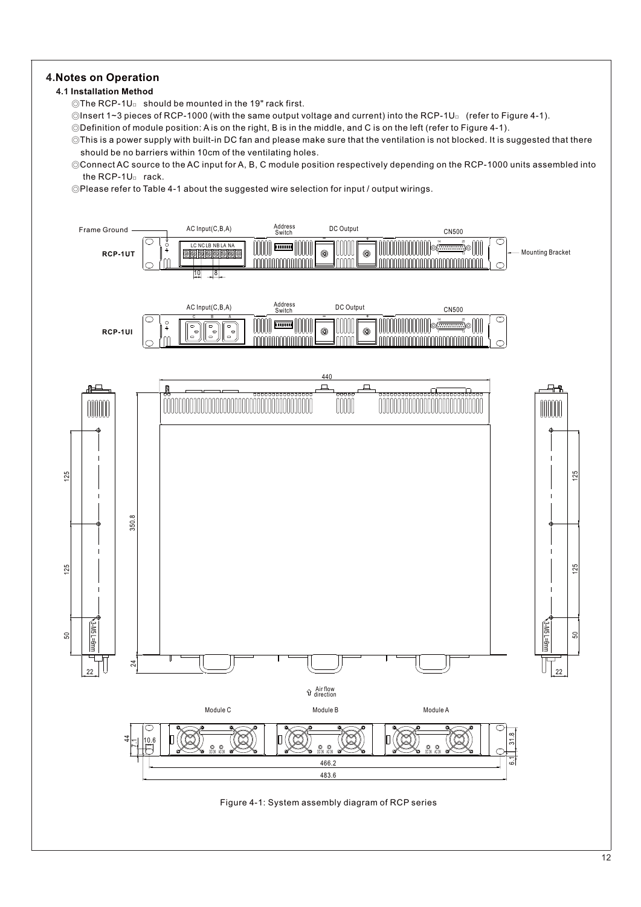## 4.Notes on Operation

### 4.1 Installation Method

◎The RCP-1U□ should be mounted in the 19" rack first.

◎Insert 1~3 pieces of RCP-1000 (with the same output voltage and current) into the RCP-1U□ (refer to Figure 4-1).

◎Definition of module position: A is on the right, B is in the middle, and C is on the left (refer to Figure 4-1).

◎This is a power supply with built-in DC fan and please make sure that the ventilation is not blocked. It is suggested that there should be no barriers within 10cm of the ventilating holes.

◎Connect AC source to the AC input for A, B, C module position respectively depending on the RCP-1000 units assembled into the RCP-1U□ rack.

◎Please refer to Table 4-1 about the suggested wire selection for input / output wirings.

Figure 4-1: System assembly diagram of RCP series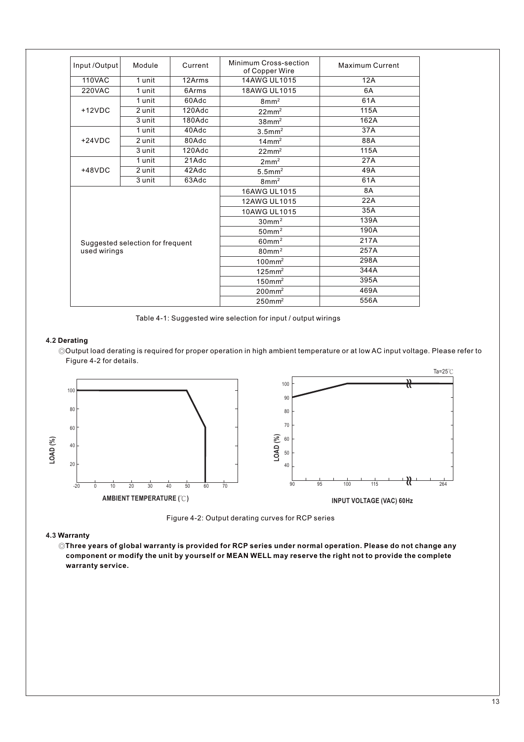| Input /Output | Module | Current | Minimum Cross-section of Copper Wire | Maximum Current |
|---|---|---|---|---|
| 110VAC | 1 unit | 12Arms | 14AWG UL1015 | 12A |
| 220VAC | 1 unit | 6Arms | 18AWG UL1015 | 6A |
| +12VDC | 1 unit | 60Adc | $8mm^2$ | 61A |
| | 2 unit | 120Adc | $22mm^2$ | 115A |
| | 3 unit | 180Adc | $38mm^2$ | 162A |
| +24VDC | 1 unit | 40Adc | $3.5mm^2$ | 37A |
| | 2 unit | 80Adc | $14mm^2$ | 88A |
| | 3 unit | 120Adc | $22mm^2$ | 115A |
| +48VDC | 1 unit | 21Adc | $2mm^2$ | 27A |
| | 2 unit | 42Adc | $5.5mm^2$ | 49A |
| | 3 unit | 63Adc | $8mm^2$ | 61A |
| Suggested selection for frequent used wirings | | | 16AWG UL1015 | 8A |
| | | | 12AWG UL1015 | 22A |
| | | | 10AWG UL1015 | 35A |
| | | | $30mm^2$ | 139A |
| | | | $50mm^2$ | 190A |
| | | | $60mm^2$ | 217A |
| | | | $80mm^2$ | 257A |
| | | | $100mm^2$ | 298A |
| | | | $125mm^2$ | 344A |
| | | | $150mm^2$ | 395A |
| | | | $200mm^2$ | 469A |
| | | | $250mm^2$ | 556A |

Table 4-1: Suggested wire selection for input / output wirings

### 4.2 Derating

◎Output load derating is required for proper operation in high ambient temperature or at low AC input voltage. Please refer to Figure 4-2 for details.

LOAD (%)
100
80
60
40
20
-20 0 10 20 30 40 50 60 70
AMBIENT TEMPERATURE (℃)

Ta=25℃
LOAD (%)
100
90
80
70
60
50
40
90 95 100 115 264
INPUT VOLTAGE (VAC) 60Hz

Figure 4-2: Output derating curves for RCP series

### 4.3 Warranty

◎**Three years of global warranty is provided for RCP series under normal operation. Please do not change any component or modify the unit by yourself or MEAN WELL may reserve the right not to provide the complete warranty service.**